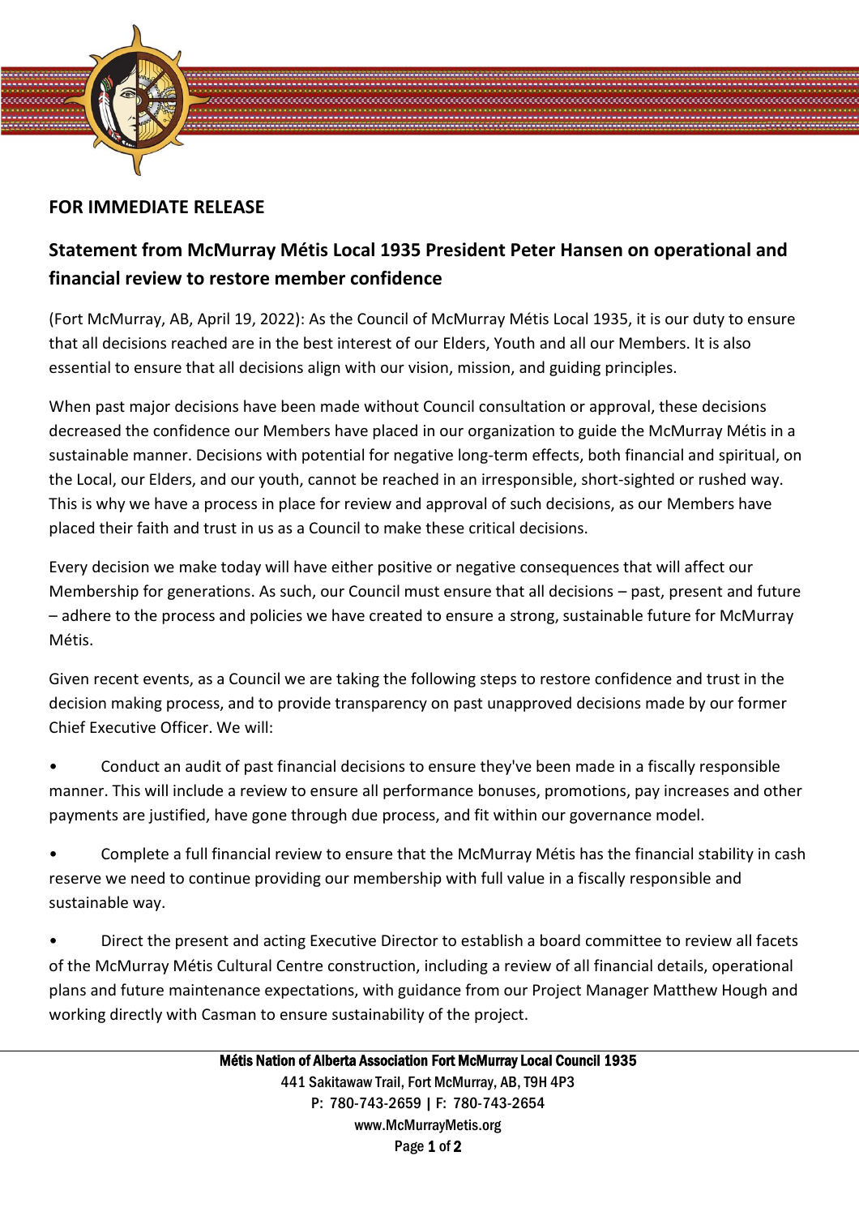**FOR IMMEDIATE RELEASE**

## Statement from McMurray Métis Local 1935 President Peter Hansen on operational and financial review to restore member confidence

(Fort McMurray, AB, April 19, 2022): As the Council of McMurray Métis Local 1935, it is our duty to ensure that all decisions reached are in the best interest of our Elders, Youth and all our Members. It is also essential to ensure that all decisions align with our vision, mission, and guiding principles.

When past major decisions have been made without Council consultation or approval, these decisions decreased the confidence our Members have placed in our organization to guide the McMurray Métis in a sustainable manner. Decisions with potential for negative long-term effects, both financial and spiritual, on the Local, our Elders, and our youth, cannot be reached in an irresponsible, short-sighted or rushed way. This is why we have a process in place for review and approval of such decisions, as our Members have placed their faith and trust in us as a Council to make these critical decisions.

Every decision we make today will have either positive or negative consequences that will affect our Membership for generations. As such, our Council must ensure that all decisions – past, present and future – adhere to the process and policies we have created to ensure a strong, sustainable future for McMurray Métis.

Given recent events, as a Council we are taking the following steps to restore confidence and trust in the decision making process, and to provide transparency on past unapproved decisions made by our former Chief Executive Officer. We will:

- Conduct an audit of past financial decisions to ensure they've been made in a fiscally responsible manner. This will include a review to ensure all performance bonuses, promotions, pay increases and other payments are justified, have gone through due process, and fit within our governance model.
- Complete a full financial review to ensure that the McMurray Métis has the financial stability in cash reserve we need to continue providing our membership with full value in a fiscally responsible and sustainable way.
- Direct the present and acting Executive Director to establish a board committee to review all facets of the McMurray Métis Cultural Centre construction, including a review of all financial details, operational plans and future maintenance expectations, with guidance from our Project Manager Matthew Hough and working directly with Casman to ensure sustainability of the project.

**Métis Nation of Alberta Association Fort McMurray Local Council 1935**
441 Sakitawaw Trail, Fort McMurray, AB, T9H 4P3
P: 780-743-2659 | F: 780-743-2654
www.McMurrayMetis.org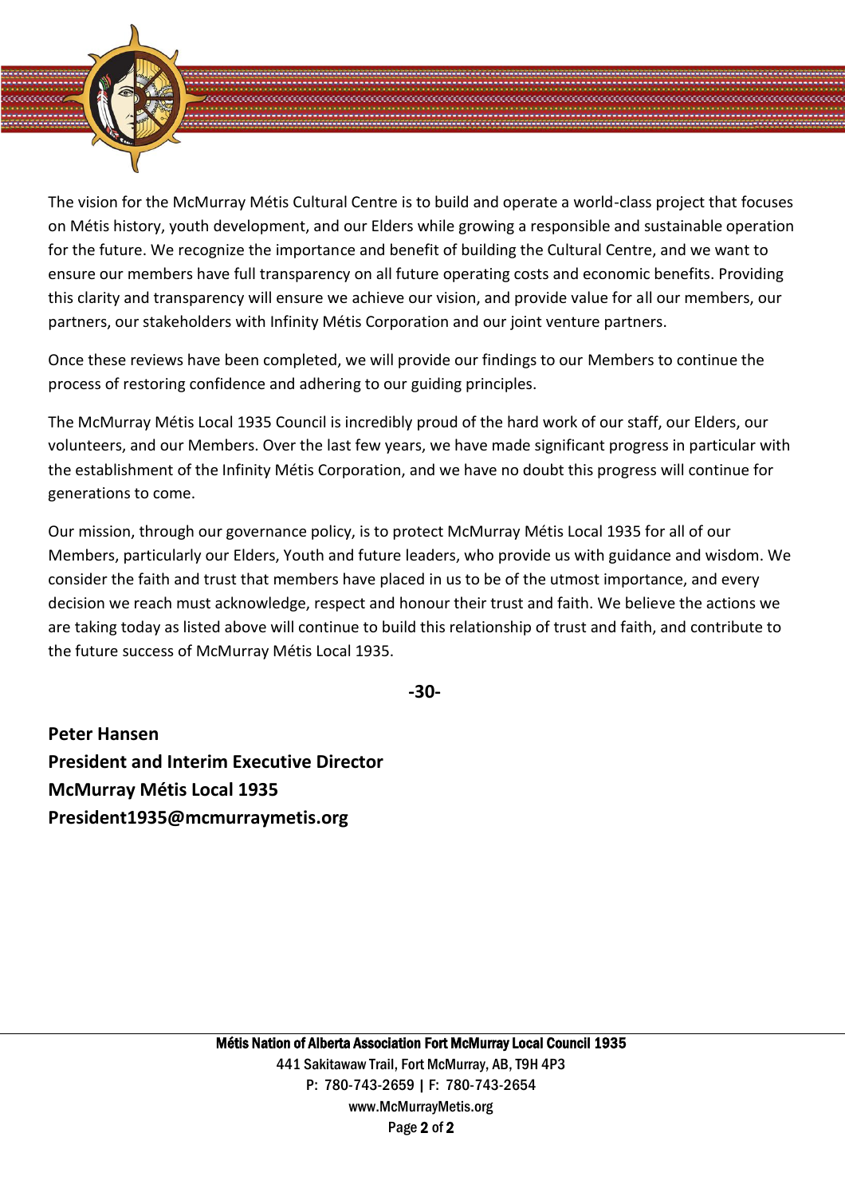The vision for the McMurray Métis Cultural Centre is to build and operate a world-class project that focuses on Métis history, youth development, and our Elders while growing a responsible and sustainable operation for the future. We recognize the importance and benefit of building the Cultural Centre, and we want to ensure our members have full transparency on all future operating costs and economic benefits. Providing this clarity and transparency will ensure we achieve our vision, and provide value for all our members, our partners, our stakeholders with Infinity Métis Corporation and our joint venture partners.

Once these reviews have been completed, we will provide our findings to our Members to continue the process of restoring confidence and adhering to our guiding principles.

The McMurray Métis Local 1935 Council is incredibly proud of the hard work of our staff, our Elders, our volunteers, and our Members. Over the last few years, we have made significant progress in particular with the establishment of the Infinity Métis Corporation, and we have no doubt this progress will continue for generations to come.

Our mission, through our governance policy, is to protect McMurray Métis Local 1935 for all of our Members, particularly our Elders, Youth and future leaders, who provide us with guidance and wisdom. We consider the faith and trust that members have placed in us to be of the utmost importance, and every decision we reach must acknowledge, respect and honour their trust and faith. We believe the actions we are taking today as listed above will continue to build this relationship of trust and faith, and contribute to the future success of McMurray Métis Local 1935.

**-30-**

**Peter Hansen**
**President and Interim Executive Director**
**McMurray Métis Local 1935**
**President1935@mcmurraymetis.org**

**Métis Nation of Alberta Association Fort McMurray Local Council 1935**
441 Sakitawaw Trail, Fort McMurray, AB, T9H 4P3
P: 780-743-2659 | F: 780-743-2654
www.McMurrayMetis.org